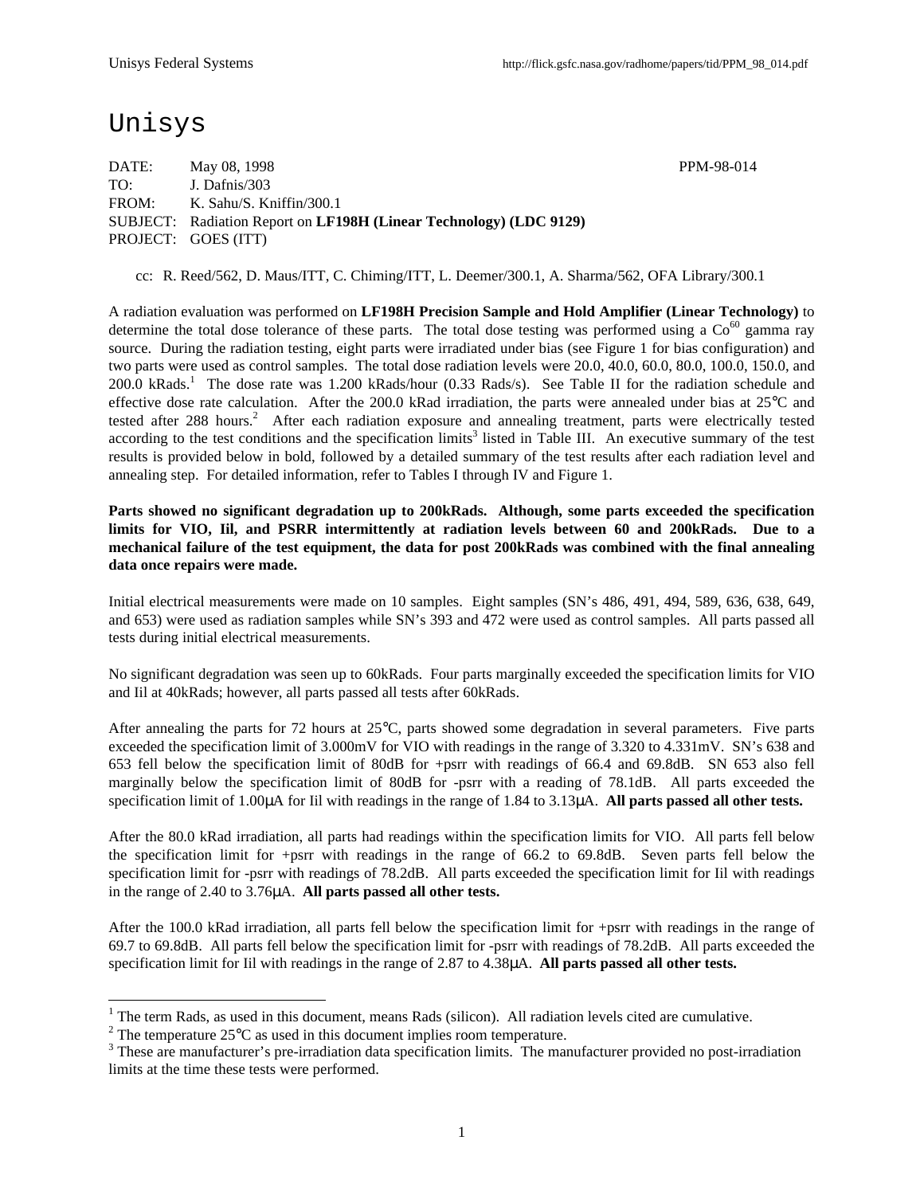# Unisys

DATE: May 08, 1998 PPM-98-014

TO: J. Dafnis/303

FROM: K. Sahu/S. Kniffin/300.1

SUBJECT: Radiation Report on **LF198H (Linear Technology) (LDC 9129)**

PROJECT: GOES (ITT)

cc: R. Reed/562, D. Maus/ITT, C. Chiming/ITT, L. Deemer/300.1, A. Sharma/562, OFA Library/300.1

A radiation evaluation was performed on **LF198H Precision Sample and Hold Amplifier (Linear Technology)** to determine the total dose tolerance of these parts. The total dose testing was performed using a $Co^{60}$ gamma ray source. During the radiation testing, eight parts were irradiated under bias (see Figure 1 for bias configuration) and two parts were used as control samples. The total dose radiation levels were 20.0, 40.0, 60.0, 80.0, 100.0, 150.0, and 200.0 kRads.[1] The dose rate was 1.200 kRads/hour (0.33 Rads/s). See Table II for the radiation schedule and effective dose rate calculation. After the 200.0 kRad irradiation, the parts were annealed under bias at 25°C and tested after 288 hours.[2] After each radiation exposure and annealing treatment, parts were electrically tested according to the test conditions and the specification limits[3] listed in Table III. An executive summary of the test results is provided below in bold, followed by a detailed summary of the test results after each radiation level and annealing step. For detailed information, refer to Tables I through IV and Figure 1.

**Parts showed no significant degradation up to 200kRads. Although, some parts exceeded the specification limits for VIO, Iil, and PSRR intermittently at radiation levels between 60 and 200kRads. Due to a mechanical failure of the test equipment, the data for post 200kRads was combined with the final annealing data once repairs were made.**

Initial electrical measurements were made on 10 samples. Eight samples (SN's 486, 491, 494, 589, 636, 638, 649, and 653) were used as radiation samples while SN's 393 and 472 were used as control samples. All parts passed all tests during initial electrical measurements.

No significant degradation was seen up to 60kRads. Four parts marginally exceeded the specification limits for VIO and Iil at 40kRads; however, all parts passed all tests after 60kRads.

After annealing the parts for 72 hours at 25°C, parts showed some degradation in several parameters. Five parts exceeded the specification limit of 3.000mV for VIO with readings in the range of 3.320 to 4.331mV. SN's 638 and 653 fell below the specification limit of 80dB for +psrr with readings of 66.4 and 69.8dB. SN 653 also fell marginally below the specification limit of 80dB for -psrr with a reading of 78.1dB. All parts exceeded the specification limit of 1.00µA for Iil with readings in the range of 1.84 to 3.13µA. **All parts passed all other tests.**

After the 80.0 kRad irradiation, all parts had readings within the specification limits for VIO. All parts fell below the specification limit for +psrr with readings in the range of 66.2 to 69.8dB. Seven parts fell below the specification limit for -psrr with readings of 78.2dB. All parts exceeded the specification limit for Iil with readings in the range of 2.40 to 3.76µA. **All parts passed all other tests.**

After the 100.0 kRad irradiation, all parts fell below the specification limit for +psrr with readings in the range of 69.7 to 69.8dB. All parts fell below the specification limit for -psrr with readings of 78.2dB. All parts exceeded the specification limit for Iil with readings in the range of 2.87 to 4.38µA. **All parts passed all other tests.**

---

[1] The term Rads, as used in this document, means Rads (silicon). All radiation levels cited are cumulative.

[2] The temperature 25°C as used in this document implies room temperature.

[3] These are manufacturer's pre-irradiation data specification limits. The manufacturer provided no post-irradiation limits at the time these tests were performed.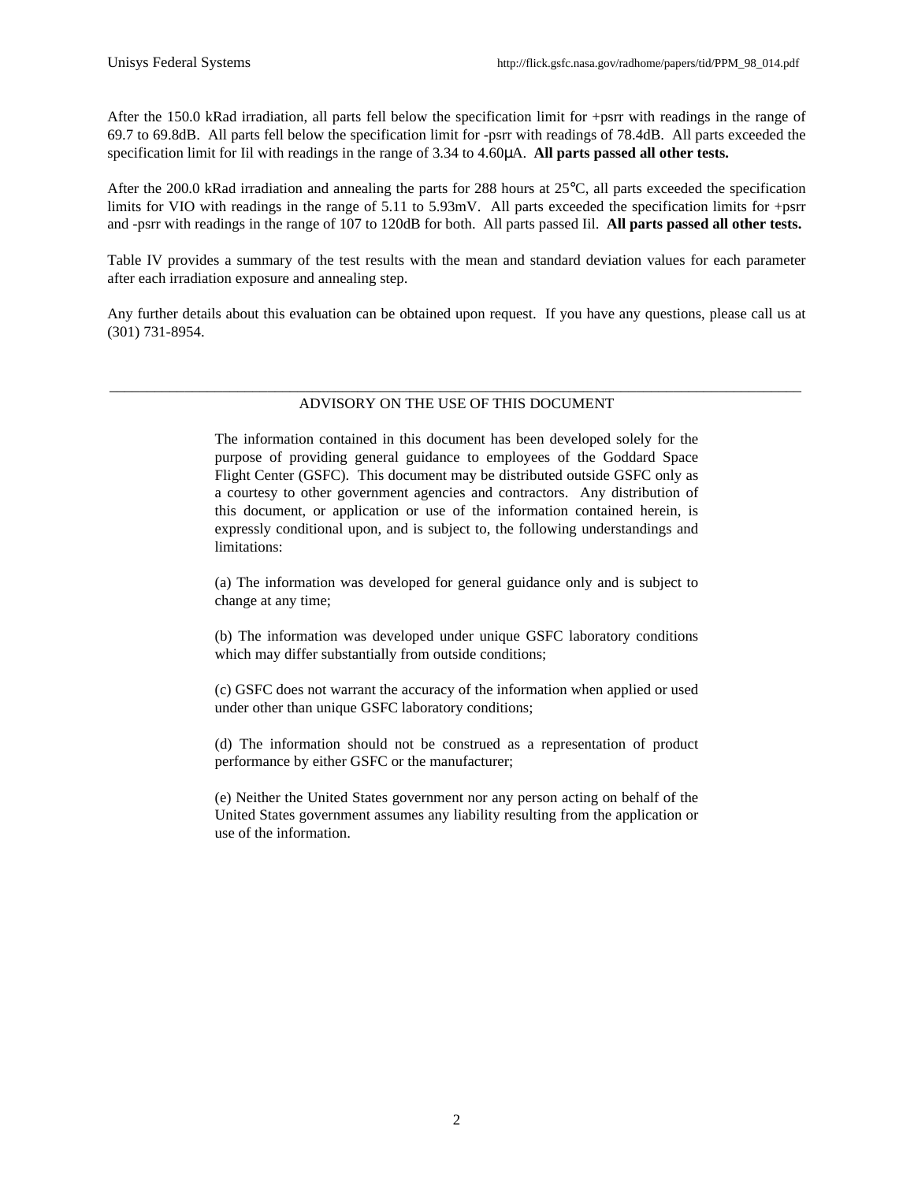After the 150.0 kRad irradiation, all parts fell below the specification limit for +psrr with readings in the range of 69.7 to 69.8dB. All parts fell below the specification limit for -psrr with readings of 78.4dB. All parts exceeded the specification limit for Iil with readings in the range of 3.34 to 4.60µA. **All parts passed all other tests.**

After the 200.0 kRad irradiation and annealing the parts for 288 hours at 25°C, all parts exceeded the specification limits for VIO with readings in the range of 5.11 to 5.93mV. All parts exceeded the specification limits for +psrr and -psrr with readings in the range of 107 to 120dB for both. All parts passed Iil. **All parts passed all other tests.**

Table IV provides a summary of the test results with the mean and standard deviation values for each parameter after each irradiation exposure and annealing step.

Any further details about this evaluation can be obtained upon request. If you have any questions, please call us at (301) 731-8954.

---

ADVISORY ON THE USE OF THIS DOCUMENT

The information contained in this document has been developed solely for the purpose of providing general guidance to employees of the Goddard Space Flight Center (GSFC). This document may be distributed outside GSFC only as a courtesy to other government agencies and contractors. Any distribution of this document, or application or use of the information contained herein, is expressly conditional upon, and is subject to, the following understandings and limitations:

(a) The information was developed for general guidance only and is subject to change at any time;

(b) The information was developed under unique GSFC laboratory conditions which may differ substantially from outside conditions;

(c) GSFC does not warrant the accuracy of the information when applied or used under other than unique GSFC laboratory conditions;

(d) The information should not be construed as a representation of product performance by either GSFC or the manufacturer;

(e) Neither the United States government nor any person acting on behalf of the United States government assumes any liability resulting from the application or use of the information.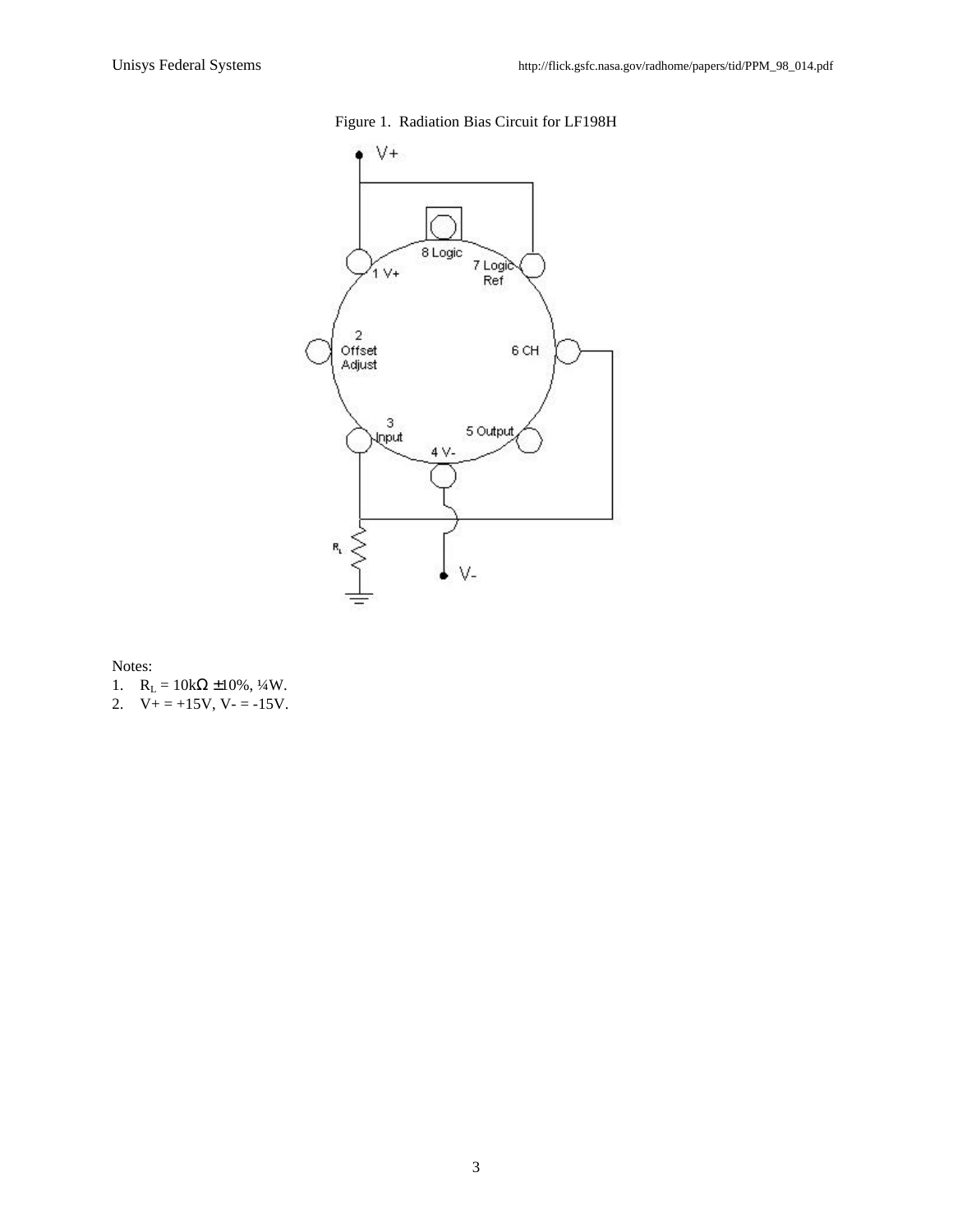Figure 1. Radiation Bias Circuit for LF198H

Notes:

1. $R_L$ = 10kΩ ±10%, ¼W.
2. V+ = +15V, V- = -15V.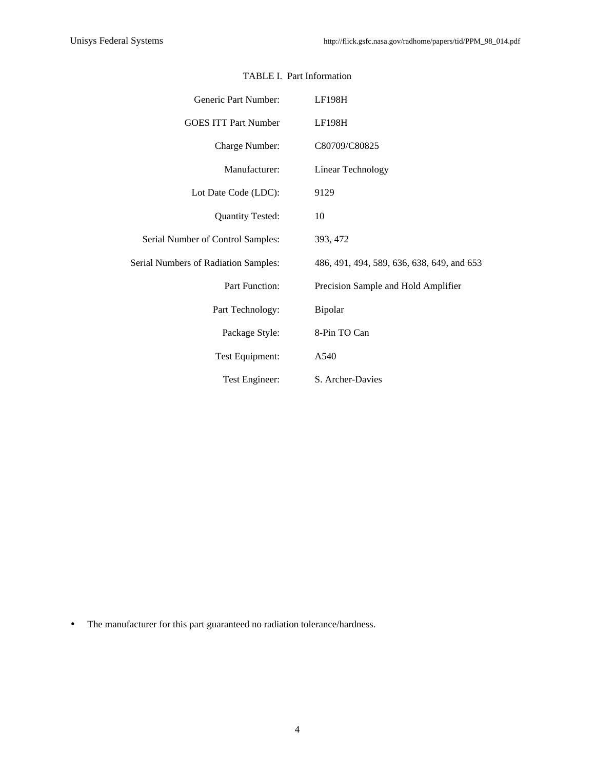TABLE I. Part Information

| | |
|---|---|
| Generic Part Number: | LF198H |
| GOES ITT Part Number | LF198H |
| Charge Number: | C80709/C80825 |
| Manufacturer: | Linear Technology |
| Lot Date Code (LDC): | 9129 |
| Quantity Tested: | 10 |
| Serial Number of Control Samples: | 393, 472 |
| Serial Numbers of Radiation Samples: | 486, 491, 494, 589, 636, 638, 649, and 653 |
| Part Function: | Precision Sample and Hold Amplifier |
| Part Technology: | Bipolar |
| Package Style: | 8-Pin TO Can |
| Test Equipment: | A540 |
| Test Engineer: | S. Archer-Davies |

- The manufacturer for this part guaranteed no radiation tolerance/hardness.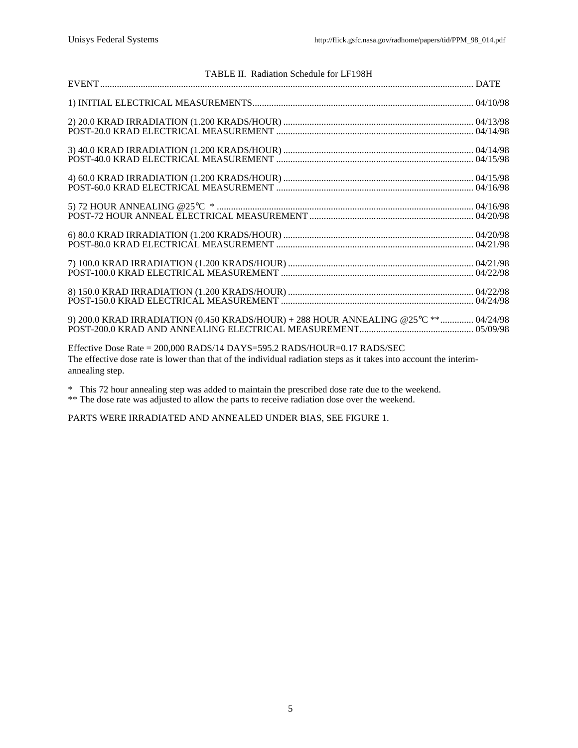TABLE II. Radiation Schedule for LF198H

| EVENT | DATE |
|---|---|
| 1) INITIAL ELECTRICAL MEASUREMENTS | 04/10/98 |
| 2) 20.0 KRAD IRRADIATION (1.200 KRADS/HOUR) | 04/13/98 |
| POST-20.0 KRAD ELECTRICAL MEASUREMENT | 04/14/98 |
| 3) 40.0 KRAD IRRADIATION (1.200 KRADS/HOUR) | 04/14/98 |
| POST-40.0 KRAD ELECTRICAL MEASUREMENT | 04/15/98 |
| 4) 60.0 KRAD IRRADIATION (1.200 KRADS/HOUR) | 04/15/98 |
| POST-60.0 KRAD ELECTRICAL MEASUREMENT | 04/16/98 |
| 5) 72 HOUR ANNEALING @25°C * | 04/16/98 |
| POST-72 HOUR ANNEAL ELECTRICAL MEASUREMENT | 04/20/98 |
| 6) 80.0 KRAD IRRADIATION (1.200 KRADS/HOUR) | 04/20/98 |
| POST-80.0 KRAD ELECTRICAL MEASUREMENT | 04/21/98 |
| 7) 100.0 KRAD IRRADIATION (1.200 KRADS/HOUR) | 04/21/98 |
| POST-100.0 KRAD ELECTRICAL MEASUREMENT | 04/22/98 |
| 8) 150.0 KRAD IRRADIATION (1.200 KRADS/HOUR) | 04/22/98 |
| POST-150.0 KRAD ELECTRICAL MEASUREMENT | 04/24/98 |
| 9) 200.0 KRAD IRRADIATION (0.450 KRADS/HOUR) + 288 HOUR ANNEALING @25°C ** | 04/24/98 |
| POST-200.0 KRAD AND ANNEALING ELECTRICAL MEASUREMENT | 05/09/98 |

Effective Dose Rate = 200,000 RADS/14 DAYS=595.2 RADS/HOUR=0.17 RADS/SEC
The effective dose rate is lower than that of the individual radiation steps as it takes into account the interim-annealing step.

* This 72 hour annealing step was added to maintain the prescribed dose rate due to the weekend.
** The dose rate was adjusted to allow the parts to receive radiation dose over the weekend.

PARTS WERE IRRADIATED AND ANNEALED UNDER BIAS, SEE FIGURE 1.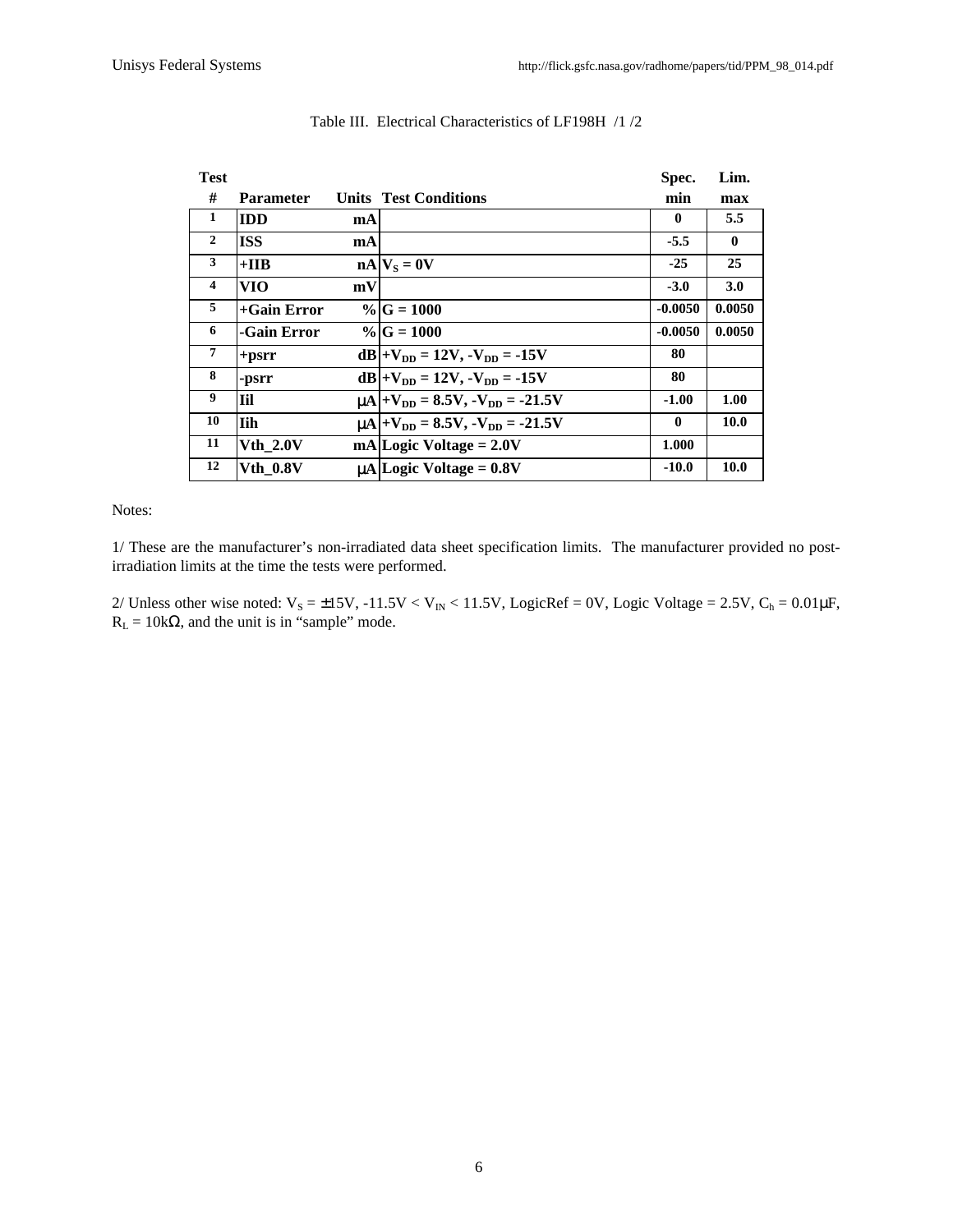Table III. Electrical Characteristics of LF198H /1 /2

| Test # | Parameter | Units | Test Conditions | Spec. min | Lim. max |
|---|---|---|---|---|---|
| 1 | IDD | mA | | 0 | 5.5 |
| 2 | ISS | mA | | -5.5 | 0 |
| 3 | +IIB | nA | $V_S = 0V$ | -25 | 25 |
| 4 | VIO | mV | | -3.0 | 3.0 |
| 5 | +Gain Error | % | G = 1000 | -0.0050 | 0.0050 |
| 6 | -Gain Error | % | G = 1000 | -0.0050 | 0.0050 |
| 7 | +psrr | dB | $+V_{DD} = 12V$, $-V_{DD} = -15V$ | 80 | |
| 8 | -psrr | dB | $+V_{DD} = 12V$, $-V_{DD} = -15V$ | 80 | |
| 9 | Iil | μA | $+V_{DD} = 8.5V$, $-V_{DD} = -21.5V$ | -1.00 | 1.00 |
| 10 | Iih | μA | $+V_{DD} = 8.5V$, $-V_{DD} = -21.5V$ | 0 | 10.0 |
| 11 | Vth_2.0V | mA | Logic Voltage = 2.0V | 1.000 | |
| 12 | Vth_0.8V | μA | Logic Voltage = 0.8V | -10.0 | 10.0 |

Notes:

1/ These are the manufacturer's non-irradiated data sheet specification limits. The manufacturer provided no post-irradiation limits at the time the tests were performed.

2/ Unless other wise noted: $V_S = \pm 15V$, $-11.5V < V_{IN} < 11.5V$, LogicRef = 0V, Logic Voltage = 2.5V, $C_h = 0.01\mu F$, $R_L = 10k\Omega$, and the unit is in "sample" mode.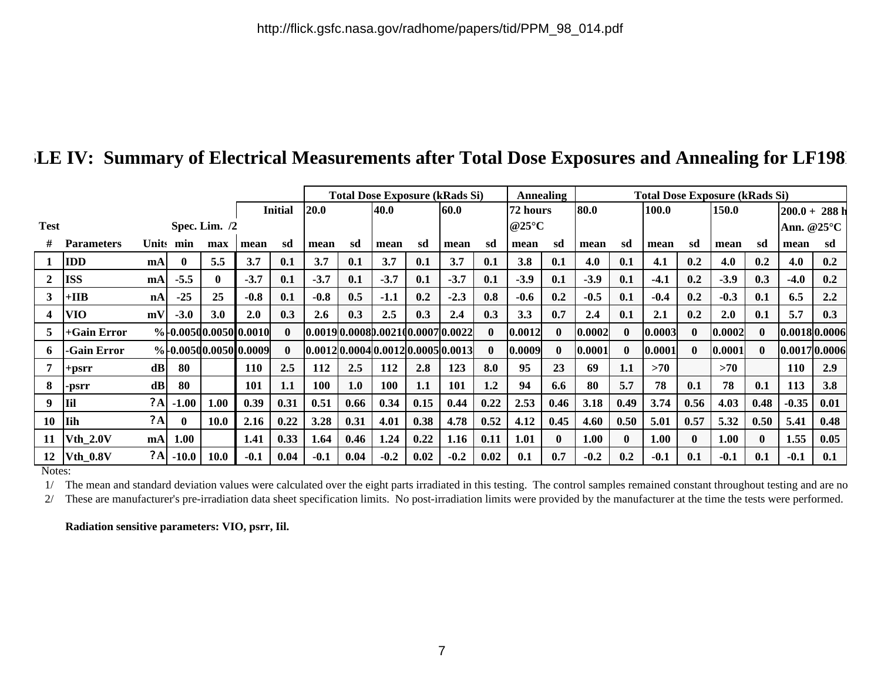http://flick.gsfc.nasa.gov/radhome/papers/tid/PPM_98_014.pdf

## LE IV: Summary of Electrical Measurements after Total Dose Exposures and Annealing for LF198

| | | | | | | | Total Dose Exposure (kRads Si) | | | | | | Annealing | | Total Dose Exposure (kRads Si) | | | | | | | |
|---|---|---|---|---|---|---|---|---|---|---|---|---|---|---|---|---|---|---|---|---|---|---|
| | | | | | Initial | | 20.0 | | 40.0 | | 60.0 | | 72 hours @25°C | | 80.0 | | 100.0 | | 150.0 | | 200.0 + 288 h Ann. @25°C | |
| Test | | | Spec. Lim. /2 | | | | | | | | | | | | | | | | | | | |
| # | Parameters | Units | min | max | mean | sd | mean | sd | mean | sd | mean | sd | mean | sd | mean | sd | mean | sd | mean | sd | mean | sd |
| 1 | IDD | mA | 0 | 5.5 | 3.7 | 0.1 | 3.7 | 0.1 | 3.7 | 0.1 | 3.7 | 0.1 | 3.8 | 0.1 | 4.0 | 0.1 | 4.1 | 0.2 | 4.0 | 0.2 | 4.0 | 0.2 |
| 2 | ISS | mA | -5.5 | 0 | -3.7 | 0.1 | -3.7 | 0.1 | -3.7 | 0.1 | -3.7 | 0.1 | -3.9 | 0.1 | -3.9 | 0.1 | -4.1 | 0.2 | -3.9 | 0.3 | -4.0 | 0.2 |
| 3 | +IIB | nA | -25 | 25 | -0.8 | 0.1 | -0.8 | 0.5 | -1.1 | 0.2 | -2.3 | 0.8 | -0.6 | 0.2 | -0.5 | 0.1 | -0.4 | 0.2 | -0.3 | 0.1 | 6.5 | 2.2 |
| 4 | VIO | mV | -3.0 | 3.0 | 2.0 | 0.3 | 2.6 | 0.3 | 2.5 | 0.3 | 2.4 | 0.3 | 3.3 | 0.7 | 2.4 | 0.1 | 2.1 | 0.2 | 2.0 | 0.1 | 5.7 | 0.3 |
| 5 | +Gain Error | % | -0.0050 | 0.0050 | 0.0010 | 0 | 0.0019 | 0.0008 | 0.0021 | 0.0007 | 0.0022 | 0 | 0.0012 | 0 | 0.0002 | 0 | 0.0003 | 0 | 0.0002 | 0 | 0.0018 | 0.0006 |
| 6 | -Gain Error | % | -0.0050 | 0.0050 | 0.0009 | 0 | 0.0012 | 0.0004 | 0.0012 | 0.0005 | 0.0013 | 0 | 0.0009 | 0 | 0.0001 | 0 | 0.0001 | 0 | 0.0001 | 0 | 0.0017 | 0.0006 |
| 7 | +psrr | dB | 80 | | 110 | 2.5 | 112 | 2.5 | 112 | 2.8 | 123 | 8.0 | 95 | 23 | 69 | 1.1 | >70 | | >70 | | 110 | 2.9 |
| 8 | -psrr | dB | 80 | | 101 | 1.1 | 100 | 1.0 | 100 | 1.1 | 101 | 1.2 | 94 | 6.6 | 80 | 5.7 | 78 | 0.1 | 78 | 0.1 | 113 | 3.8 |
| 9 | Iil | ?A | -1.00 | 1.00 | 0.39 | 0.31 | 0.51 | 0.66 | 0.34 | 0.15 | 0.44 | 0.22 | 2.53 | 0.46 | 3.18 | 0.49 | 3.74 | 0.56 | 4.03 | 0.48 | -0.35 | 0.01 |
| 10 | Iih | ?A | 0 | 10.0 | 2.16 | 0.22 | 3.28 | 0.31 | 4.01 | 0.38 | 4.78 | 0.52 | 4.12 | 0.45 | 4.60 | 0.50 | 5.01 | 0.57 | 5.32 | 0.50 | 5.41 | 0.48 |
| 11 | Vth_2.0V | mA | 1.00 | | 1.41 | 0.33 | 1.64 | 0.46 | 1.24 | 0.22 | 1.16 | 0.11 | 1.01 | 0 | 1.00 | 0 | 1.00 | 0 | 1.00 | 0 | 1.55 | 0.05 |
| 12 | Vth_0.8V | ?A | -10.0 | 10.0 | -0.1 | 0.04 | -0.1 | 0.04 | -0.2 | 0.02 | -0.2 | 0.02 | 0.1 | 0.7 | -0.2 | 0.2 | -0.1 | 0.1 | -0.1 | 0.1 | -0.1 | 0.1 |

Notes:

1/ The mean and standard deviation values were calculated over the eight parts irradiated in this testing. The control samples remained constant throughout testing and are no

2/ These are manufacturer's pre-irradiation data sheet specification limits. No post-irradiation limits were provided by the manufacturer at the time the tests were performed.

**Radiation sensitive parameters: VIO, psrr, Iil.**